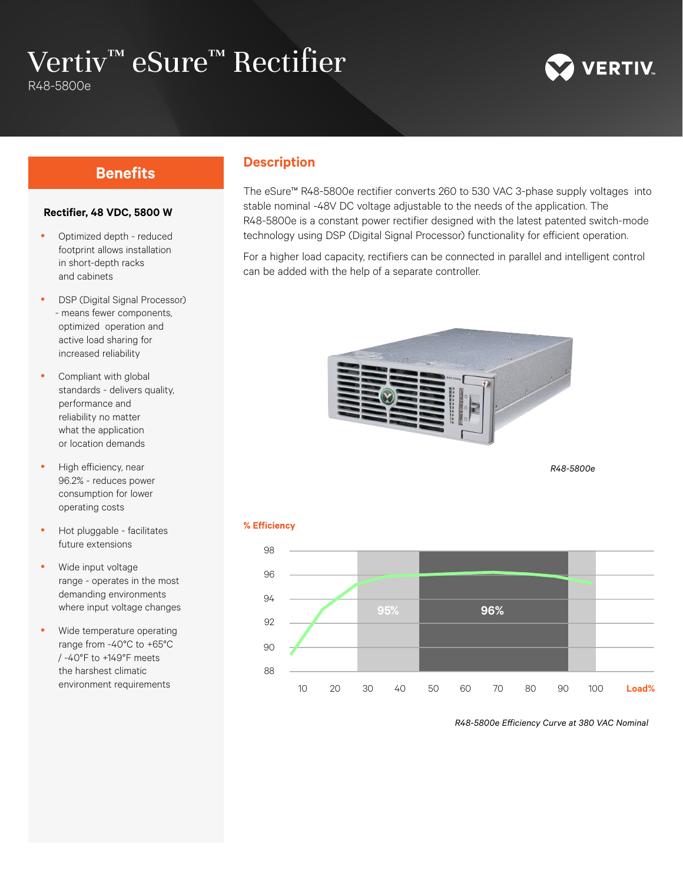# Vertiv™ eSure™ Rectifier

R48-5800e

## Benefits

**Rectifier, 48 VDC, 5800 W**

- Optimized depth - reduced footprint allows installation in short-depth racks and cabinets
- DSP (Digital Signal Processor) - means fewer components, optimized operation and active load sharing for increased reliability
- Compliant with global standards - delivers quality, performance and reliability no matter what the application or location demands
- High efficiency, near 96.2% - reduces power consumption for lower operating costs
- Hot pluggable - facilitates future extensions
- Wide input voltage range - operates in the most demanding environments where input voltage changes
- Wide temperature operating range from -40°C to +65°C / -40°F to +149°F meets the harshest climatic environment requirements

## Description

The eSure™ R48-5800e rectifier converts 260 to 530 VAC 3-phase supply voltages into stable nominal -48V DC voltage adjustable to the needs of the application. The R48-5800e is a constant power rectifier designed with the latest patented switch-mode technology using DSP (Digital Signal Processor) functionality for efficient operation.

For a higher load capacity, rectifiers can be connected in parallel and intelligent control can be added with the help of a separate controller.

*R48-5800e*

**% Efficiency**

98, 96, 94, 92, 90, 88

95% 96%

10 20 30 40 50 60 70 80 90 100 **Load%**

*R48-5800e Efficiency Curve at 380 VAC Nominal*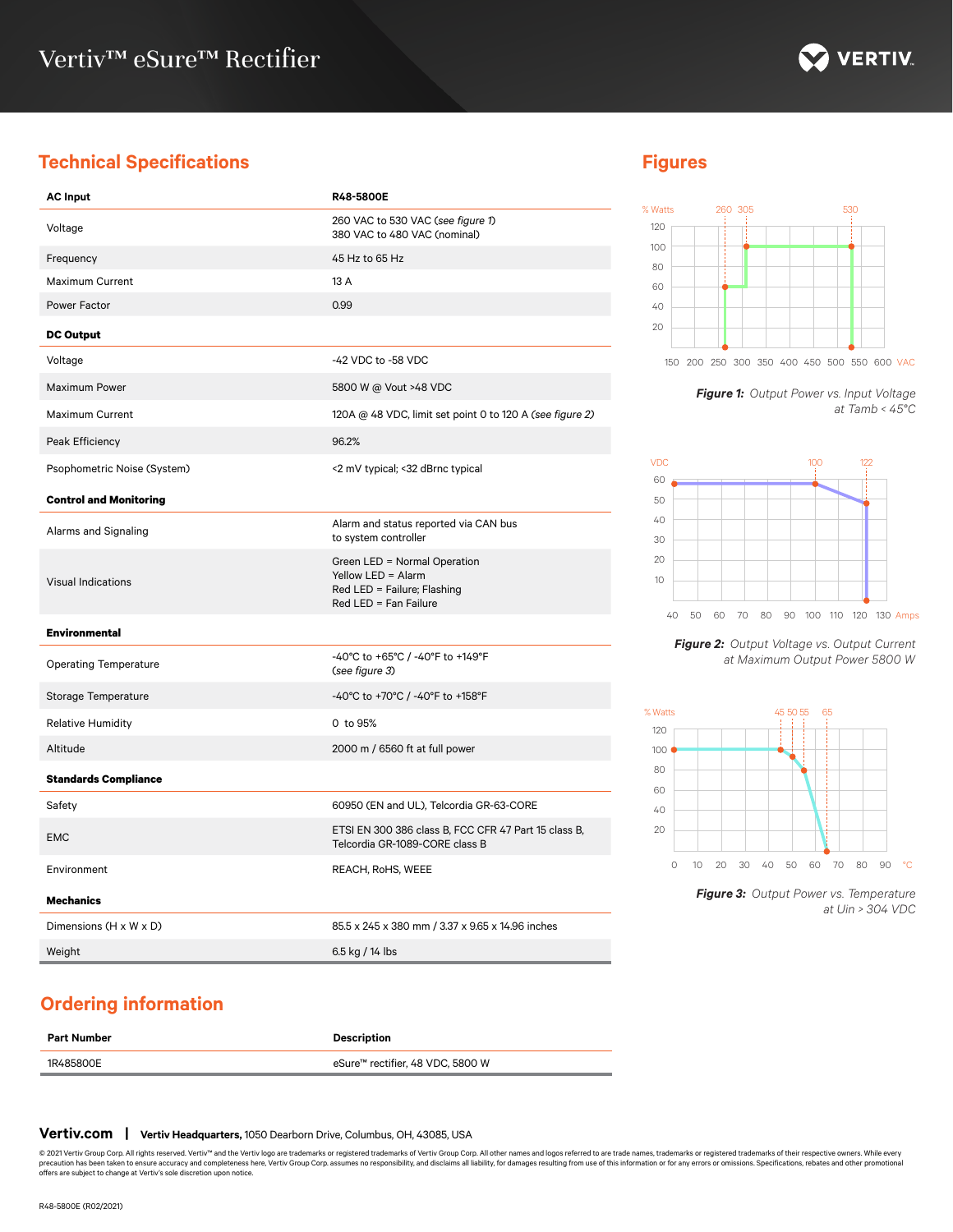# Vertiv™ eSure™ Rectifier

## Technical Specifications

| AC Input | R48-5800E |
|---|---|
| Voltage | 260 VAC to 530 VAC (*see figure 1*)<br>380 VAC to 480 VAC (nominal) |
| Frequency | 45 Hz to 65 Hz |
| Maximum Current | 13 A |
| Power Factor | 0.99 |
| **DC Output** | |
| Voltage | -42 VDC to -58 VDC |
| Maximum Power | 5800 W @ Vout >48 VDC |
| Maximum Current | 120A @ 48 VDC, limit set point 0 to 120 A (*see figure 2*) |
| Peak Efficiency | 96.2% |
| Psophometric Noise (System) | <2 mV typical; <32 dBrnc typical |
| **Control and Monitoring** | |
| Alarms and Signaling | Alarm and status reported via CAN bus to system controller |
| Visual Indications | Green LED = Normal Operation<br>Yellow LED = Alarm<br>Red LED = Failure; Flashing<br>Red LED = Fan Failure |
| **Environmental** | |
| Operating Temperature | -40°C to +65°C / -40°F to +149°F<br>(*see figure 3*) |
| Storage Temperature | -40°C to +70°C / -40°F to +158°F |
| Relative Humidity | 0 to 95% |
| Altitude | 2000 m / 6560 ft at full power |
| **Standards Compliance** | |
| Safety | 60950 (EN and UL), Telcordia GR-63-CORE |
| EMC | ETSI EN 300 386 class B, FCC CFR 47 Part 15 class B, Telcordia GR-1089-CORE class B |
| Environment | REACH, RoHS, WEEE |
| **Mechanics** | |
| Dimensions (H x W x D) | 85.5 x 245 x 380 mm / 3.37 x 9.65 x 14.96 inches |
| Weight | 6.5 kg / 14 lbs |

## Ordering information

| Part Number | Description |
|---|---|
| 1R485800E | eSure™ rectifier, 48 VDC, 5800 W |

## Figures

% Watts
260 305 530
120 100 80 60 40 20
150 200 250 300 350 400 450 500 550 600 VAC

***Figure 1:*** *Output Power vs. Input Voltage at Tamb < 45°C*

VDC
100 122
60 50 40 30 20 10
40 50 60 70 80 90 100 110 120 130 Amps

***Figure 2:*** *Output Voltage vs. Output Current at Maximum Output Power 5800 W*

% Watts
45 50 55 65
120 100 80 60 40 20
0 10 20 30 40 50 60 70 80 90 °C

***Figure 3:*** *Output Power vs. Temperature at Uin > 304 VDC*

**Vertiv.com** | **Vertiv Headquarters,** 1050 Dearborn Drive, Columbus, OH, 43085, USA

© 2021 Vertiv Group Corp. All rights reserved. Vertiv™ and the Vertiv logo are trademarks or registered trademarks of Vertiv Group Corp. All other names and logos referred to are trade names, trademarks or registered trademarks of their respective owners. While every precaution has been taken to ensure accuracy and completeness here, Vertiv Group Corp. assumes no responsibility, and disclaims all liability, for damages resulting from use of this information or for any errors or omissions. Specifications, rebates and other promotional offers are subject to change at Vertiv's sole discretion upon notice.

R48-5800E (R02/2021)